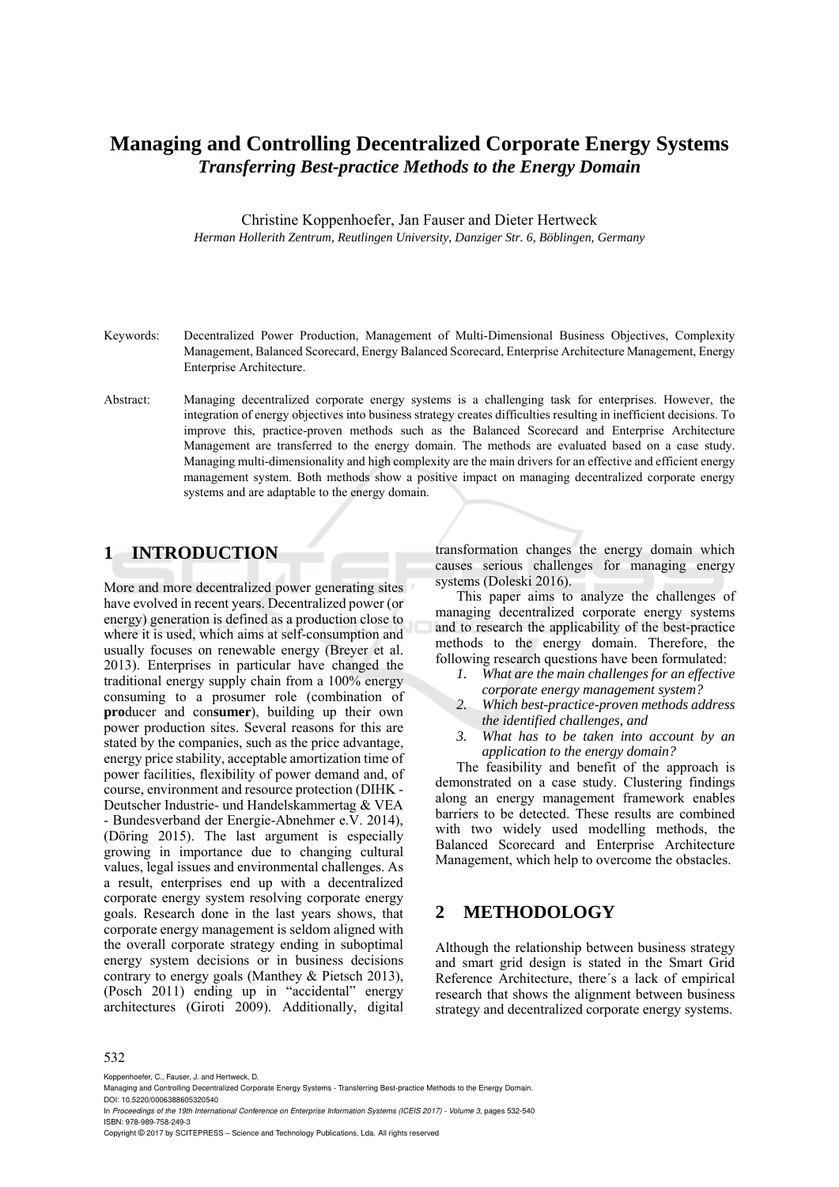# Managing and Controlling Decentralized Corporate Energy Systems

## *Transferring Best-practice Methods to the Energy Domain*

Christine Koppenhoefer, Jan Fauser and Dieter Hertweck

*Herman Hollerith Zentrum, Reutlingen University, Danziger Str. 6, Böblingen, Germany*

Keywords: Decentralized Power Production, Management of Multi-Dimensional Business Objectives, Complexity Management, Balanced Scorecard, Energy Balanced Scorecard, Enterprise Architecture Management, Energy Enterprise Architecture.

Abstract: Managing decentralized corporate energy systems is a challenging task for enterprises. However, the integration of energy objectives into business strategy creates difficulties resulting in inefficient decisions. To improve this, practice-proven methods such as the Balanced Scorecard and Enterprise Architecture Management are transferred to the energy domain. The methods are evaluated based on a case study. Managing multi-dimensionality and high complexity are the main drivers for an effective and efficient energy management system. Both methods show a positive impact on managing decentralized corporate energy systems and are adaptable to the energy domain.

## 1 INTRODUCTION

More and more decentralized power generating sites have evolved in recent years. Decentralized power (or energy) generation is defined as a production close to where it is used, which aims at self-consumption and usually focuses on renewable energy (Breyer et al. 2013). Enterprises in particular have changed the traditional energy supply chain from a 100% energy consuming to a prosumer role (combination of **pro**ducer and con**sumer**), building up their own power production sites. Several reasons for this are stated by the companies, such as the price advantage, energy price stability, acceptable amortization time of power facilities, flexibility of power demand and, of course, environment and resource protection (DIHK - Deutscher Industrie- und Handelskammertag & VEA - Bundesverband der Energie-Abnehmer e.V. 2014), (Döring 2015). The last argument is especially growing in importance due to changing cultural values, legal issues and environmental challenges. As a result, enterprises end up with a decentralized corporate energy system resolving corporate energy goals. Research done in the last years shows, that corporate energy management is seldom aligned with the overall corporate strategy ending in suboptimal energy system decisions or in business decisions contrary to energy goals (Manthey & Pietsch 2013), (Posch 2011) ending up in "accidental" energy architectures (Giroti 2009). Additionally, digital transformation changes the energy domain which causes serious challenges for managing energy systems (Doleski 2016).

This paper aims to analyze the challenges of managing decentralized corporate energy systems and to research the applicability of the best-practice methods to the energy domain. Therefore, the following research questions have been formulated:

1. *What are the main challenges for an effective corporate energy management system?*
2. *Which best-practice-proven methods address the identified challenges, and*
3. *What has to be taken into account by an application to the energy domain?*

The feasibility and benefit of the approach is demonstrated on a case study. Clustering findings along an energy management framework enables barriers to be detected. These results are combined with two widely used modelling methods, the Balanced Scorecard and Enterprise Architecture Management, which help to overcome the obstacles.

## 2 METHODOLOGY

Although the relationship between business strategy and smart grid design is stated in the Smart Grid Reference Architecture, there´s a lack of empirical research that shows the alignment between business strategy and decentralized corporate energy systems.

Koppenhoefer, C., Fauser, J. and Hertweck, D.
Managing and Controlling Decentralized Corporate Energy Systems - Transferring Best-practice Methods to the Energy Domain.
DOI: 10.5220/0006388605320540
In *Proceedings of the 19th International Conference on Enterprise Information Systems (ICEIS 2017) - Volume 3*, pages 532-540
ISBN: 978-989-758-249-3
Copyright © 2017 by SCITEPRESS – Science and Technology Publications, Lda. All rights reserved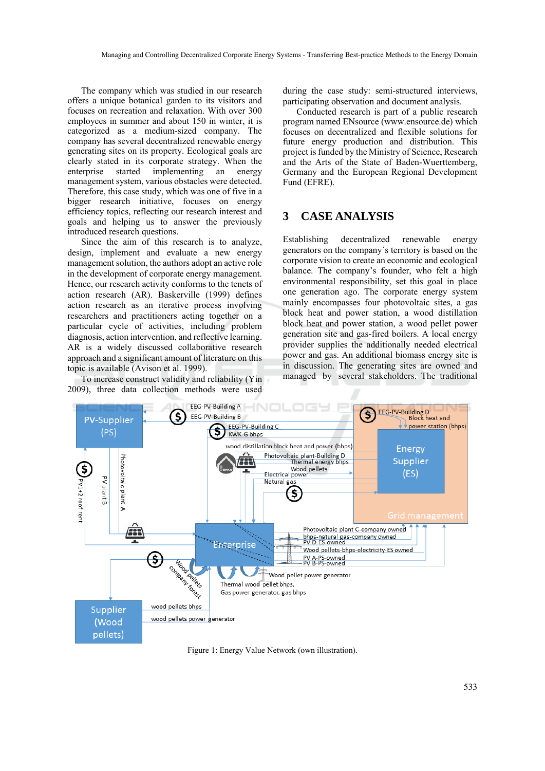The company which was studied in our research offers a unique botanical garden to its visitors and focuses on recreation and relaxation. With over 300 employees in summer and about 150 in winter, it is categorized as a medium-sized company. The company has several decentralized renewable energy generating sites on its property. Ecological goals are clearly stated in its corporate strategy. When the enterprise started implementing an energy management system, various obstacles were detected. Therefore, this case study, which was one of five in a bigger research initiative, focuses on energy efficiency topics, reflecting our research interest and goals and helping us to answer the previously introduced research questions.

Since the aim of this research is to analyze, design, implement and evaluate a new energy management solution, the authors adopt an active role in the development of corporate energy management. Hence, our research activity conforms to the tenets of action research (AR). Baskerville (1999) defines action research as an iterative process involving researchers and practitioners acting together on a particular cycle of activities, including problem diagnosis, action intervention, and reflective learning. AR is a widely discussed collaborative research approach and a significant amount of literature on this topic is available (Avison et al. 1999).

To increase construct validity and reliability (Yin 2009), three data collection methods were used during the case study: semi-structured interviews, participating observation and document analysis.

Conducted research is part of a public research program named ENsource (www.ensource.de) which focuses on decentralized and flexible solutions for future energy production and distribution. This project is funded by the Ministry of Science, Research and the Arts of the State of Baden-Wuerttemberg, Germany and the European Regional Development Fund (EFRE).

## 3 CASE ANALYSIS

Establishing decentralized renewable energy generators on the company´s territory is based on the corporate vision to create an economic and ecological balance. The company's founder, who felt a high environmental responsibility, set this goal in place one generation ago. The corporate energy system mainly encompasses four photovoltaic sites, a gas block heat and power station, a wood distillation block heat and power station, a wood pellet power generation site and gas-fired boilers. A local energy provider supplies the additionally needed electrical power and gas. An additional biomass energy site is in discussion. The generating sites are owned and managed by several stakeholders. The traditional

Figure 1: Energy Value Network (own illustration).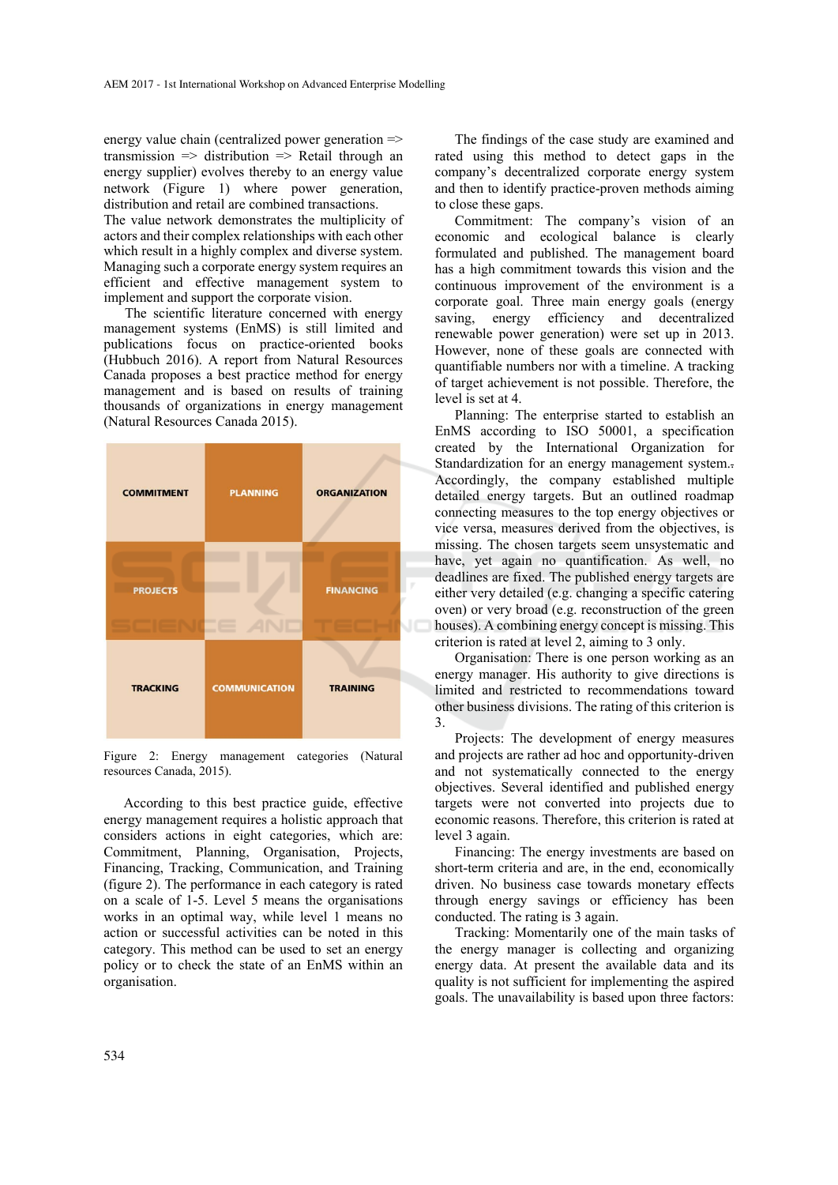energy value chain (centralized power generation => transmission => distribution => Retail through an energy supplier) evolves thereby to an energy value network (Figure 1) where power generation, distribution and retail are combined transactions.
The value network demonstrates the multiplicity of actors and their complex relationships with each other which result in a highly complex and diverse system. Managing such a corporate energy system requires an efficient and effective management system to implement and support the corporate vision.

The scientific literature concerned with energy management systems (EnMS) is still limited and publications focus on practice-oriented books (Hubbuch 2016). A report from Natural Resources Canada proposes a best practice method for energy management and is based on results of training thousands of organizations in energy management (Natural Resources Canada 2015).

| COMMITMENT | PLANNING | ORGANIZATION |
|---|---|---|
| PROJECTS | | FINANCING |
| TRACKING | COMMUNICATION | TRAINING |

Figure 2: Energy management categories (Natural resources Canada, 2015).

According to this best practice guide, effective energy management requires a holistic approach that considers actions in eight categories, which are: Commitment, Planning, Organisation, Projects, Financing, Tracking, Communication, and Training (figure 2). The performance in each category is rated on a scale of 1-5. Level 5 means the organisations works in an optimal way, while level 1 means no action or successful activities can be noted in this category. This method can be used to set an energy policy or to check the state of an EnMS within an organisation.

The findings of the case study are examined and rated using this method to detect gaps in the company's decentralized corporate energy system and then to identify practice-proven methods aiming to close these gaps.

Commitment: The company's vision of an economic and ecological balance is clearly formulated and published. The management board has a high commitment towards this vision and the continuous improvement of the environment is a corporate goal. Three main energy goals (energy saving, energy efficiency and decentralized renewable power generation) were set up in 2013. However, none of these goals are connected with quantifiable numbers nor with a timeline. A tracking of target achievement is not possible. Therefore, the level is set at 4.

Planning: The enterprise started to establish an EnMS according to ISO 50001, a specification created by the International Organization for Standardization for an energy management system. Accordingly, the company established multiple detailed energy targets. But an outlined roadmap connecting measures to the top energy objectives or vice versa, measures derived from the objectives, is missing. The chosen targets seem unsystematic and have, yet again no quantification. As well, no deadlines are fixed. The published energy targets are either very detailed (e.g. changing a specific catering oven) or very broad (e.g. reconstruction of the green houses). A combining energy concept is missing. This criterion is rated at level 2, aiming to 3 only.

Organisation: There is one person working as an energy manager. His authority to give directions is limited and restricted to recommendations toward other business divisions. The rating of this criterion is 3.

Projects: The development of energy measures and projects are rather ad hoc and opportunity-driven and not systematically connected to the energy objectives. Several identified and published energy targets were not converted into projects due to economic reasons. Therefore, this criterion is rated at level 3 again.

Financing: The energy investments are based on short-term criteria and are, in the end, economically driven. No business case towards monetary effects through energy savings or efficiency has been conducted. The rating is 3 again.

Tracking: Momentarily one of the main tasks of the energy manager is collecting and organizing energy data. At present the available data and its quality is not sufficient for implementing the aspired goals. The unavailability is based upon three factors: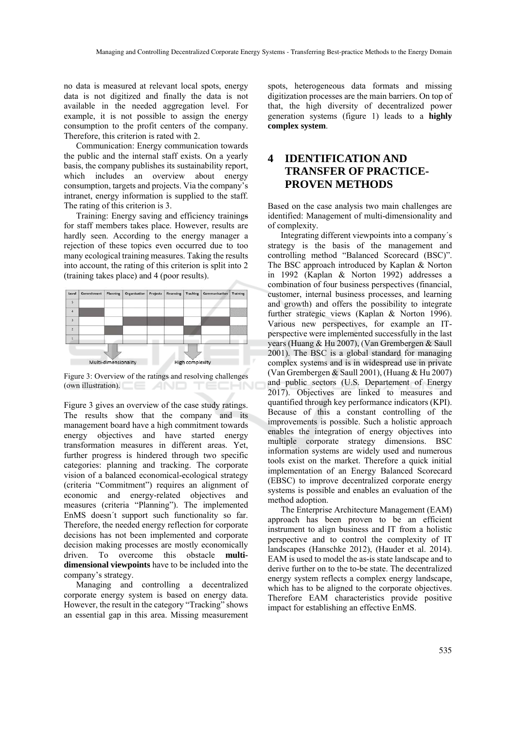no data is measured at relevant local spots, energy data is not digitized and finally the data is not available in the needed aggregation level. For example, it is not possible to assign the energy consumption to the profit centers of the company. Therefore, this criterion is rated with 2.

Communication: Energy communication towards the public and the internal staff exists. On a yearly basis, the company publishes its sustainability report, which includes an overview about energy consumption, targets and projects. Via the company's intranet, energy information is supplied to the staff. The rating of this criterion is 3.

Training: Energy saving and efficiency trainings for staff members takes place. However, results are hardly seen. According to the energy manager a rejection of these topics even occurred due to too many ecological training measures. Taking the results into account, the rating of this criterion is split into 2 (training takes place) and 4 (poor results).

| Level | Commitment | Planning | Organisation | Projects | Financing | Tracking | Communication | Training |
|---|---|---|---|---|---|---|---|---|
| 5 | | | | | | | | |
| 4 | ■ | | | | | | | ▨ |
| 3 | | | ■ | ■ | ■ | | ■ | |
| 2 | | ■ | | | | ■ | | ▨ |
| 1 | | | | | | | | |

Multi-dimensionality — High complexity

Figure 3: Overview of the ratings and resolving challenges (own illustration).

Figure 3 gives an overview of the case study ratings. The results show that the company and its management board have a high commitment towards energy objectives and have started energy transformation measures in different areas. Yet, further progress is hindered through two specific categories: planning and tracking. The corporate vision of a balanced economical-ecological strategy (criteria "Commitment") requires an alignment of economic and energy-related objectives and measures (criteria "Planning"). The implemented EnMS doesn´t support such functionality so far. Therefore, the needed energy reflection for corporate decisions has not been implemented and corporate decision making processes are mostly economically driven. To overcome this obstacle **multi-dimensional viewpoints** have to be included into the company's strategy.

Managing and controlling a decentralized corporate energy system is based on energy data. However, the result in the category "Tracking" shows an essential gap in this area. Missing measurement spots, heterogeneous data formats and missing digitization processes are the main barriers. On top of that, the high diversity of decentralized power generation systems (figure 1) leads to a **highly complex system**.

# 4 IDENTIFICATION AND TRANSFER OF PRACTICE-PROVEN METHODS

Based on the case analysis two main challenges are identified: Management of multi-dimensionality and of complexity.

Integrating different viewpoints into a company´s strategy is the basis of the management and controlling method "Balanced Scorecard (BSC)". The BSC approach introduced by Kaplan & Norton in 1992 (Kaplan & Norton 1992) addresses a combination of four business perspectives (financial, customer, internal business processes, and learning and growth) and offers the possibility to integrate further strategic views (Kaplan & Norton 1996). Various new perspectives, for example an IT-perspective were implemented successfully in the last years (Huang & Hu 2007), (Van Grembergen & Saull 2001). The BSC is a global standard for managing complex systems and is in widespread use in private (Van Grembergen & Saull 2001), (Huang & Hu 2007) and public sectors (U.S. Departement of Energy 2017). Objectives are linked to measures and quantified through key performance indicators (KPI). Because of this a constant controlling of the improvements is possible. Such a holistic approach enables the integration of energy objectives into multiple corporate strategy dimensions. BSC information systems are widely used and numerous tools exist on the market. Therefore a quick initial implementation of an Energy Balanced Scorecard (EBSC) to improve decentralized corporate energy systems is possible and enables an evaluation of the method adoption.

The Enterprise Architecture Management (EAM) approach has been proven to be an efficient instrument to align business and IT from a holistic perspective and to control the complexity of IT landscapes (Hanschke 2012), (Hauder et al. 2014). EAM is used to model the as-is state landscape and to derive further on to the to-be state. The decentralized energy system reflects a complex energy landscape, which has to be aligned to the corporate objectives. Therefore EAM characteristics provide positive impact for establishing an effective EnMS.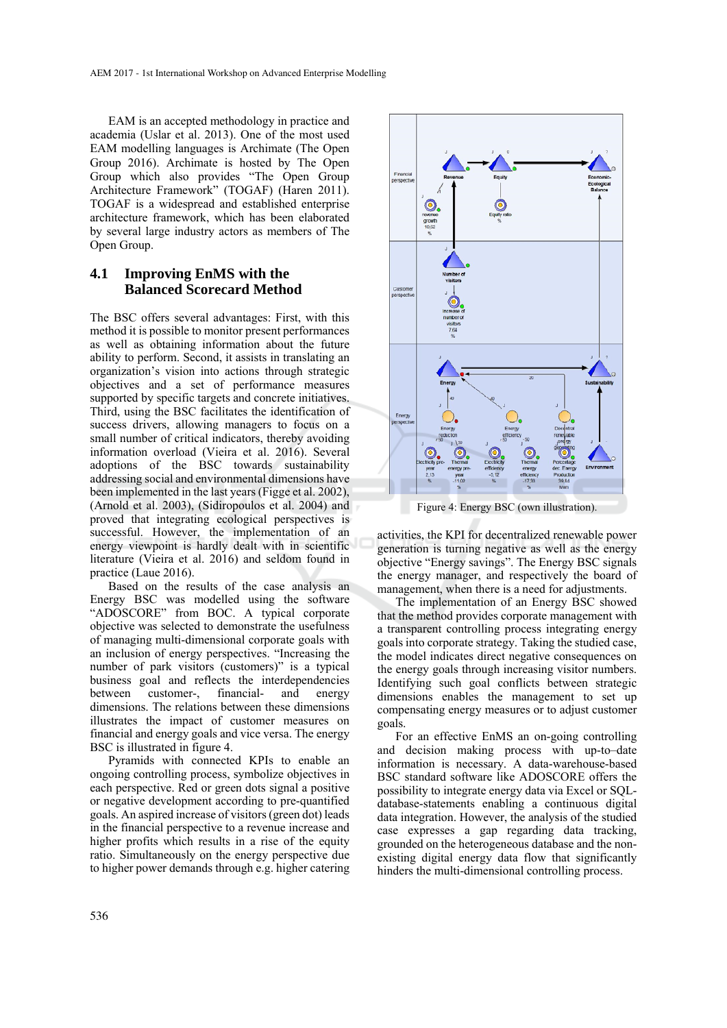EAM is an accepted methodology in practice and academia (Uslar et al. 2013). One of the most used EAM modelling languages is Archimate (The Open Group 2016). Archimate is hosted by The Open Group which also provides "The Open Group Architecture Framework" (TOGAF) (Haren 2011). TOGAF is a widespread and established enterprise architecture framework, which has been elaborated by several large industry actors as members of The Open Group.

## 4.1 Improving EnMS with the Balanced Scorecard Method

The BSC offers several advantages: First, with this method it is possible to monitor present performances as well as obtaining information about the future ability to perform. Second, it assists in translating an organization's vision into actions through strategic objectives and a set of performance measures supported by specific targets and concrete initiatives. Third, using the BSC facilitates the identification of success drivers, allowing managers to focus on a small number of critical indicators, thereby avoiding information overload (Vieira et al. 2016). Several adoptions of the BSC towards sustainability addressing social and environmental dimensions have been implemented in the last years (Figge et al. 2002), (Arnold et al. 2003), (Sidiropoulos et al. 2004) and proved that integrating ecological perspectives is successful. However, the implementation of an energy viewpoint is hardly dealt with in scientific literature (Vieira et al. 2016) and seldom found in practice (Laue 2016).

Based on the results of the case analysis an Energy BSC was modelled using the software "ADOSCORE" from BOC. A typical corporate objective was selected to demonstrate the usefulness of managing multi-dimensional corporate goals with an inclusion of energy perspectives. "Increasing the number of park visitors (customers)" is a typical business goal and reflects the interdependencies between customer-, financial- and energy dimensions. The relations between these dimensions illustrates the impact of customer measures on financial and energy goals and vice versa. The energy BSC is illustrated in figure 4.

Pyramids with connected KPIs to enable an ongoing controlling process, symbolize objectives in each perspective. Red or green dots signal a positive or negative development according to pre-quantified goals. An aspired increase of visitors (green dot) leads in the financial perspective to a revenue increase and higher profits which results in a rise of the equity ratio. Simultaneously on the energy perspective due to higher power demands through e.g. higher catering

Figure 4: Energy BSC (own illustration).

activities, the KPI for decentralized renewable power generation is turning negative as well as the energy objective "Energy savings". The Energy BSC signals the energy manager, and respectively the board of management, when there is a need for adjustments.

The implementation of an Energy BSC showed that the method provides corporate management with a transparent controlling process integrating energy goals into corporate strategy. Taking the studied case, the model indicates direct negative consequences on the energy goals through increasing visitor numbers. Identifying such goal conflicts between strategic dimensions enables the management to set up compensating energy measures or to adjust customer goals.

For an effective EnMS an on-going controlling and decision making process with up-to–date information is necessary. A data-warehouse-based BSC standard software like ADOSCORE offers the possibility to integrate energy data via Excel or SQL-database-statements enabling a continuous digital data integration. However, the analysis of the studied case expresses a gap regarding data tracking, grounded on the heterogeneous database and the non-existing digital energy data flow that significantly hinders the multi-dimensional controlling process.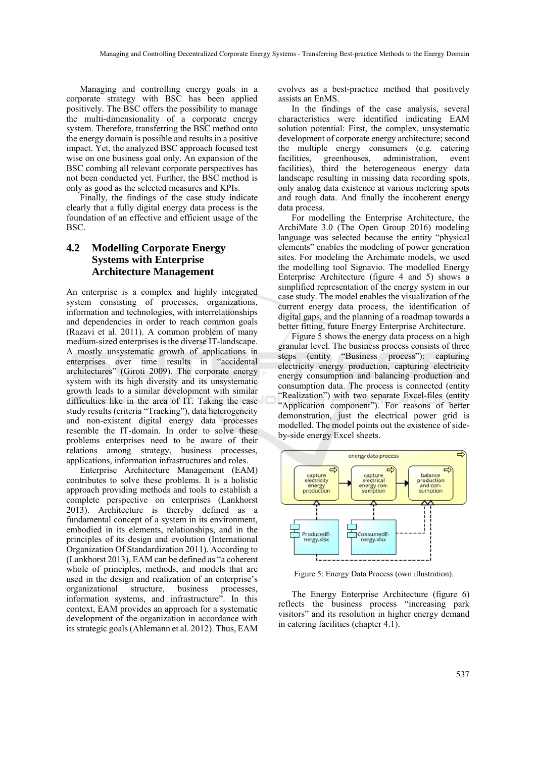Managing and controlling energy goals in a corporate strategy with BSC has been applied positively. The BSC offers the possibility to manage the multi-dimensionality of a corporate energy system. Therefore, transferring the BSC method onto the energy domain is possible and results in a positive impact. Yet, the analyzed BSC approach focused test wise on one business goal only. An expansion of the BSC combing all relevant corporate perspectives has not been conducted yet. Further, the BSC method is only as good as the selected measures and KPIs.

Finally, the findings of the case study indicate clearly that a fully digital energy data process is the foundation of an effective and efficient usage of the BSC.

## 4.2 Modelling Corporate Energy Systems with Enterprise Architecture Management

An enterprise is a complex and highly integrated system consisting of processes, organizations, information and technologies, with interrelationships and dependencies in order to reach common goals (Razavi et al. 2011). A common problem of many medium-sized enterprises is the diverse IT-landscape. A mostly unsystematic growth of applications in enterprises over time results in "accidental architectures" (Giroti 2009). The corporate energy system with its high diversity and its unsystematic growth leads to a similar development with similar difficulties like in the area of IT. Taking the case study results (criteria "Tracking"), data heterogeneity and non-existent digital energy data processes resemble the IT-domain. In order to solve these problems enterprises need to be aware of their relations among strategy, business processes, applications, information infrastructures and roles.

Enterprise Architecture Management (EAM) contributes to solve these problems. It is a holistic approach providing methods and tools to establish a complete perspective on enterprises (Lankhorst 2013). Architecture is thereby defined as a fundamental concept of a system in its environment, embodied in its elements, relationships, and in the principles of its design and evolution (International Organization Of Standardization 2011). According to (Lankhorst 2013), EAM can be defined as "a coherent whole of principles, methods, and models that are used in the design and realization of an enterprise's organizational structure, business processes, information systems, and infrastructure". In this context, EAM provides an approach for a systematic development of the organization in accordance with its strategic goals (Ahlemann et al. 2012). Thus, EAM evolves as a best-practice method that positively assists an EnMS.

In the findings of the case analysis, several characteristics were identified indicating EAM solution potential: First, the complex, unsystematic development of corporate energy architecture; second the multiple energy consumers (e.g. catering facilities, greenhouses, administration, event facilities), third the heterogeneous energy data landscape resulting in missing data recording spots, only analog data existence at various metering spots and rough data. And finally the incoherent energy data process.

For modelling the Enterprise Architecture, the ArchiMate 3.0 (The Open Group 2016) modeling language was selected because the entity "physical elements" enables the modeling of power generation sites. For modeling the Archimate models, we used the modelling tool Signavio. The modelled Energy Enterprise Architecture (figure 4 and 5) shows a simplified representation of the energy system in our case study. The model enables the visualization of the current energy data process, the identification of digital gaps, and the planning of a roadmap towards a better fitting, future Energy Enterprise Architecture.

Figure 5 shows the energy data process on a high granular level. The business process consists of three steps (entity "Business process"): capturing electricity energy production, capturing electricity energy consumption and balancing production and consumption data. The process is connected (entity "Realization") with two separate Excel-files (entity "Application component"). For reasons of better demonstration, just the electrical power grid is modelled. The model points out the existence of side-by-side energy Excel sheets.

Figure 5: Energy Data Process (own illustration).

The Energy Enterprise Architecture (figure 6) reflects the business process "increasing park visitors" and its resolution in higher energy demand in catering facilities (chapter 4.1).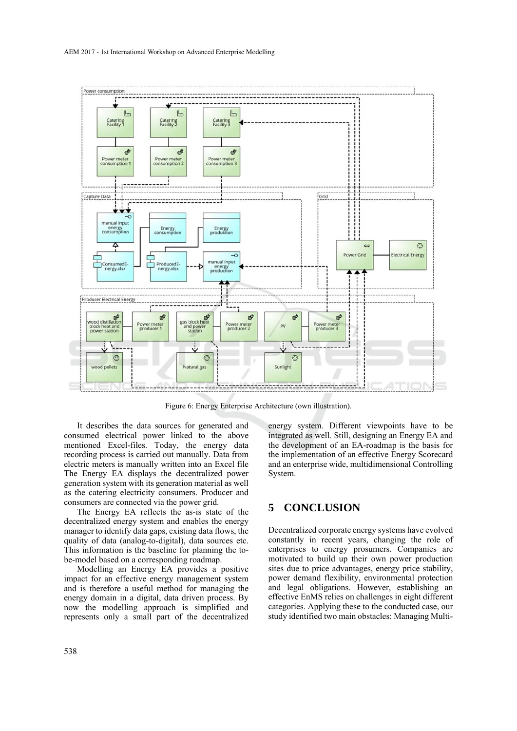Figure 6: Energy Enterprise Architecture (own illustration).

It describes the data sources for generated and consumed electrical power linked to the above mentioned Excel-files. Today, the energy data recording process is carried out manually. Data from electric meters is manually written into an Excel file The Energy EA displays the decentralized power generation system with its generation material as well as the catering electricity consumers. Producer and consumers are connected via the power grid.

The Energy EA reflects the as-is state of the decentralized energy system and enables the energy manager to identify data gaps, existing data flows, the quality of data (analog-to-digital), data sources etc. This information is the baseline for planning the to-be-model based on a corresponding roadmap.

Modelling an Energy EA provides a positive impact for an effective energy management system and is therefore a useful method for managing the energy domain in a digital, data driven process. By now the modelling approach is simplified and represents only a small part of the decentralized energy system. Different viewpoints have to be integrated as well. Still, designing an Energy EA and the development of an EA-roadmap is the basis for the implementation of an effective Energy Scorecard and an enterprise wide, multidimensional Controlling System.

## 5 CONCLUSION

Decentralized corporate energy systems have evolved constantly in recent years, changing the role of enterprises to energy prosumers. Companies are motivated to build up their own power production sites due to price advantages, energy price stability, power demand flexibility, environmental protection and legal obligations. However, establishing an effective EnMS relies on challenges in eight different categories. Applying these to the conducted case, our study identified two main obstacles: Managing Multi-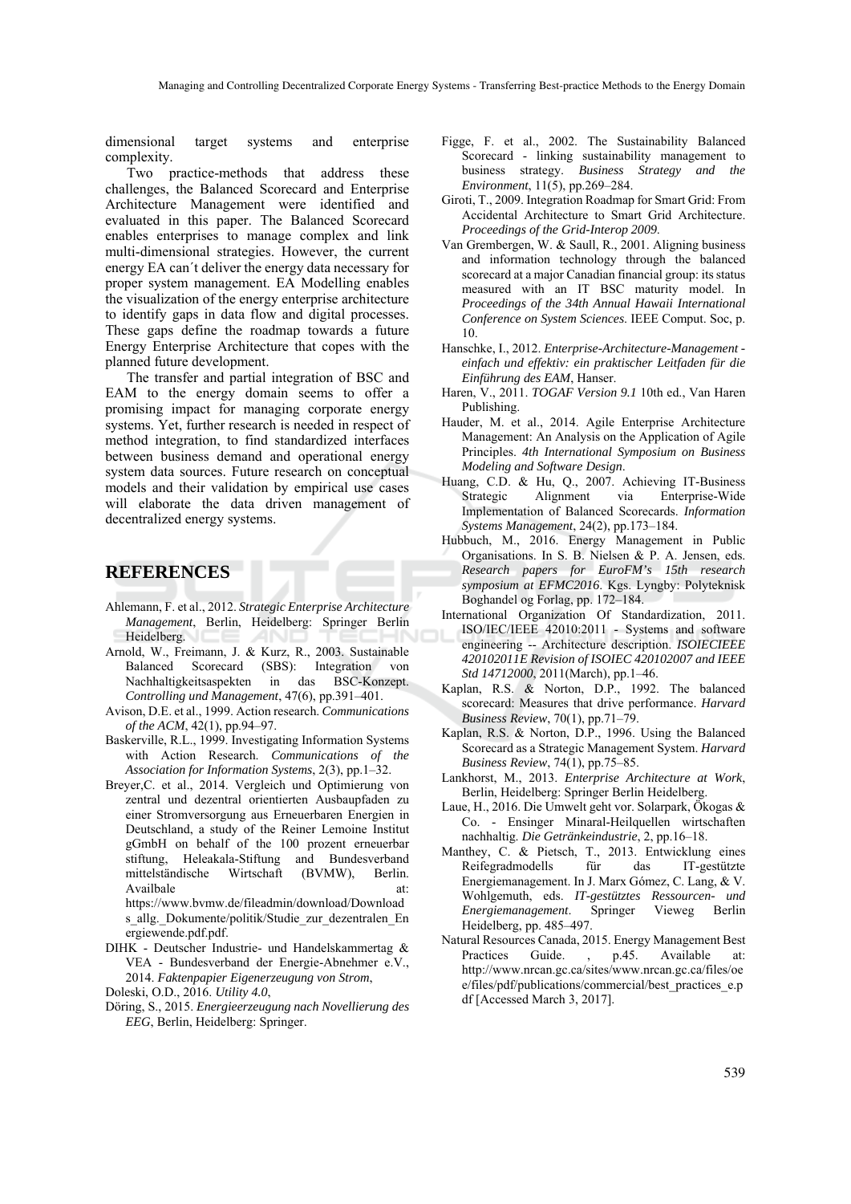dimensional target systems and enterprise complexity.

Two practice-methods that address these challenges, the Balanced Scorecard and Enterprise Architecture Management were identified and evaluated in this paper. The Balanced Scorecard enables enterprises to manage complex and link multi-dimensional strategies. However, the current energy EA can´t deliver the energy data necessary for proper system management. EA Modelling enables the visualization of the energy enterprise architecture to identify gaps in data flow and digital processes. These gaps define the roadmap towards a future Energy Enterprise Architecture that copes with the planned future development.

The transfer and partial integration of BSC and EAM to the energy domain seems to offer a promising impact for managing corporate energy systems. Yet, further research is needed in respect of method integration, to find standardized interfaces between business demand and operational energy system data sources. Future research on conceptual models and their validation by empirical use cases will elaborate the data driven management of decentralized energy systems.

## REFERENCES

Ahlemann, F. et al., 2012. *Strategic Enterprise Architecture Management*, Berlin, Heidelberg: Springer Berlin Heidelberg.

Arnold, W., Freimann, J. & Kurz, R., 2003. Sustainable Balanced Scorecard (SBS): Integration von Nachhaltigkeitsaspekten in das BSC-Konzept. *Controlling und Management*, 47(6), pp.391–401.

Avison, D.E. et al., 1999. Action research. *Communications of the ACM*, 42(1), pp.94–97.

Baskerville, R.L., 1999. Investigating Information Systems with Action Research. *Communications of the Association for Information Systems*, 2(3), pp.1–32.

Breyer,C. et al., 2014. Vergleich und Optimierung von zentral und dezentral orientierten Ausbaupfaden zu einer Stromversorgung aus Erneuerbaren Energien in Deutschland, a study of the Reiner Lemoine Institut gGmbH on behalf of the 100 prozent erneuerbar stiftung, Heleakala-Stiftung and Bundesverband mittelständische Wirtschaft (BVMW), Berlin. Availbale at: https://www.bvmw.de/fileadmin/download/Downloads_allg._Dokumente/politik/Studie_zur_dezentralen_Energiewende.pdf.pdf.

DIHK - Deutscher Industrie- und Handelskammertag & VEA - Bundesverband der Energie-Abnehmer e.V., 2014. *Faktenpapier Eigenerzeugung von Strom*,

Doleski, O.D., 2016. *Utility 4.0*,

Döring, S., 2015. *Energieerzeugung nach Novellierung des EEG*, Berlin, Heidelberg: Springer.

Figge, F. et al., 2002. The Sustainability Balanced Scorecard - linking sustainability management to business strategy. *Business Strategy and the Environment*, 11(5), pp.269–284.

Giroti, T., 2009. Integration Roadmap for Smart Grid: From Accidental Architecture to Smart Grid Architecture. *Proceedings of the Grid-Interop 2009.*

Van Grembergen, W. & Saull, R., 2001. Aligning business and information technology through the balanced scorecard at a major Canadian financial group: its status measured with an IT BSC maturity model. In *Proceedings of the 34th Annual Hawaii International Conference on System Sciences*. IEEE Comput. Soc, p. 10.

Hanschke, I., 2012. *Enterprise-Architecture-Management - einfach und effektiv: ein praktischer Leitfaden für die Einführung des EAM*, Hanser.

Haren, V., 2011. *TOGAF Version 9.1* 10th ed., Van Haren Publishing.

Hauder, M. et al., 2014. Agile Enterprise Architecture Management: An Analysis on the Application of Agile Principles. *4th International Symposium on Business Modeling and Software Design*.

Huang, C.D. & Hu, Q., 2007. Achieving IT-Business Strategic Alignment via Enterprise-Wide Implementation of Balanced Scorecards. *Information Systems Management*, 24(2), pp.173–184.

Hubbuch, M., 2016. Energy Management in Public Organisations. In S. B. Nielsen & P. A. Jensen, eds. *Research papers for EuroFM's 15th research symposium at EFMC2016*. Kgs. Lyngby: Polyteknisk Boghandel og Forlag, pp. 172–184.

International Organization Of Standardization, 2011. ISO/IEC/IEEE 42010:2011 - Systems and software engineering -- Architecture description. *ISOIECIEEE 420102011E Revision of ISOIEC 420102007 and IEEE Std 14712000*, 2011(March), pp.1–46.

Kaplan, R.S. & Norton, D.P., 1992. The balanced scorecard: Measures that drive performance. *Harvard Business Review*, 70(1), pp.71–79.

Kaplan, R.S. & Norton, D.P., 1996. Using the Balanced Scorecard as a Strategic Management System. *Harvard Business Review*, 74(1), pp.75–85.

Lankhorst, M., 2013. *Enterprise Architecture at Work*, Berlin, Heidelberg: Springer Berlin Heidelberg.

Laue, H., 2016. Die Umwelt geht vor. Solarpark, Ökogas & Co. - Ensinger Minaral-Heilquellen wirtschaften nachhaltig. *Die Getränkeindustrie*, 2, pp.16–18.

Manthey, C. & Pietsch, T., 2013. Entwicklung eines Reifegradmodells für das IT-gestützte Energiemanagement. In J. Marx Gómez, C. Lang, & V. Wohlgemuth, eds. *IT-gestütztes Ressourcen- und Energiemanagement*. Springer Vieweg Berlin Heidelberg, pp. 485–497.

Natural Resources Canada, 2015. Energy Management Best Practices Guide. , p.45. Available at: http://www.nrcan.gc.ca/sites/www.nrcan.gc.ca/files/oee/files/pdf/publications/commercial/best_practices_e.pdf [Accessed March 3, 2017].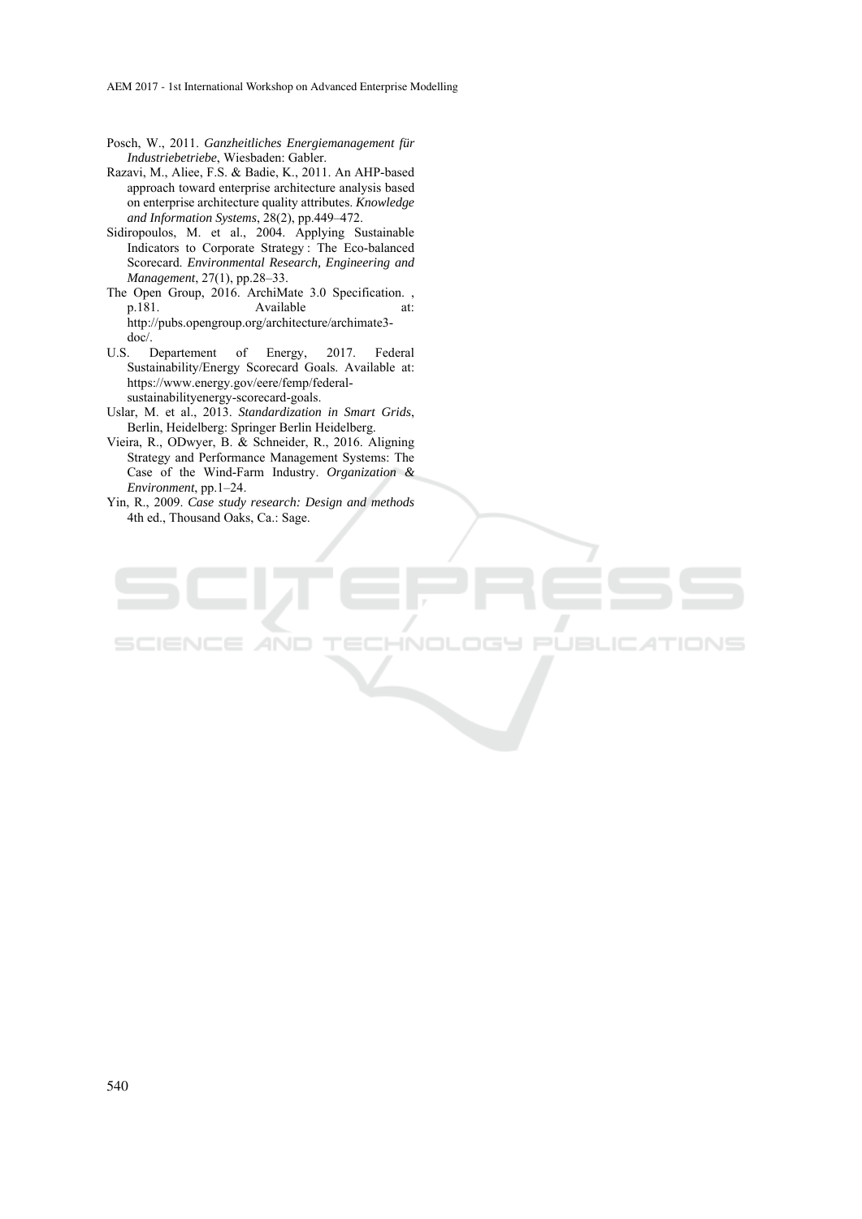Posch, W., 2011. *Ganzheitliches Energiemanagement für Industriebetriebe*, Wiesbaden: Gabler.

Razavi, M., Aliee, F.S. & Badie, K., 2011. An AHP-based approach toward enterprise architecture analysis based on enterprise architecture quality attributes. *Knowledge and Information Systems*, 28(2), pp.449–472.

Sidiropoulos, M. et al., 2004. Applying Sustainable Indicators to Corporate Strategy : The Eco-balanced Scorecard. *Environmental Research, Engineering and Management*, 27(1), pp.28–33.

The Open Group, 2016. ArchiMate 3.0 Specification. , p.181. Available at: http://pubs.opengroup.org/architecture/archimate3-doc/.

U.S. Departement of Energy, 2017. Federal Sustainability/Energy Scorecard Goals. Available at: https://www.energy.gov/eere/femp/federal-sustainabilityenergy-scorecard-goals.

Uslar, M. et al., 2013. *Standardization in Smart Grids*, Berlin, Heidelberg: Springer Berlin Heidelberg.

Vieira, R., ODwyer, B. & Schneider, R., 2016. Aligning Strategy and Performance Management Systems: The Case of the Wind-Farm Industry. *Organization & Environment*, pp.1–24.

Yin, R., 2009. *Case study research: Design and methods* 4th ed., Thousand Oaks, Ca.: Sage.